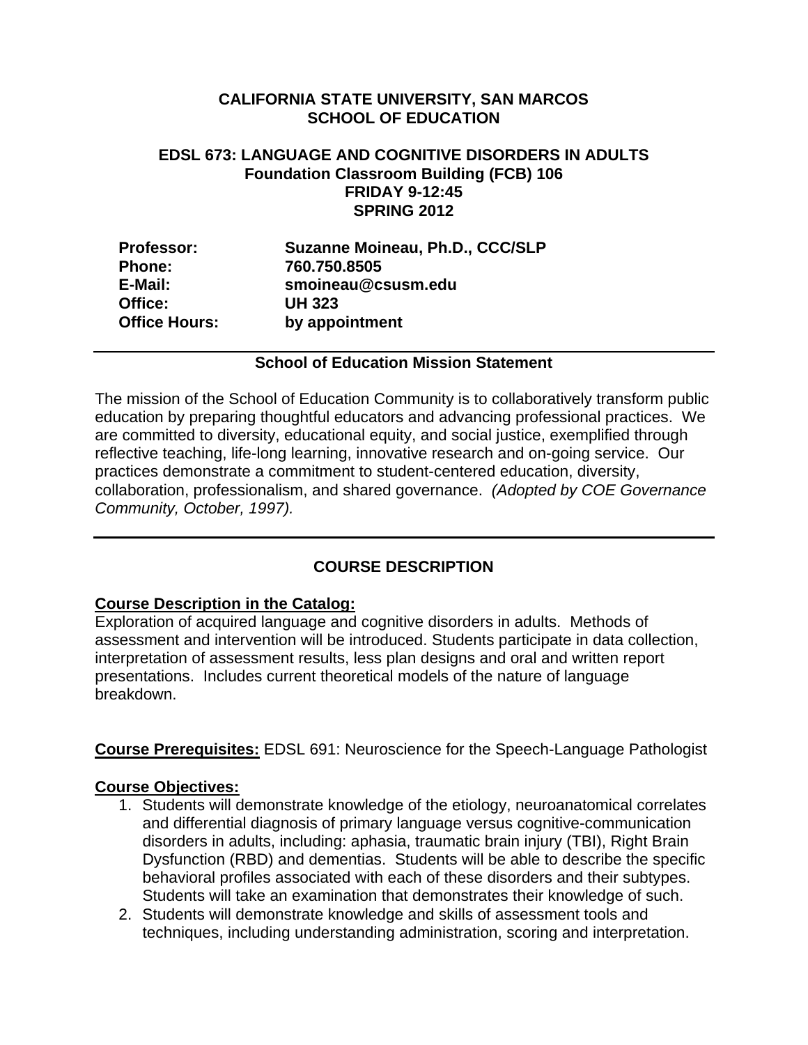# CALIFORNIA STATE UNIVERSITY, SAN MARCOS
# SCHOOL OF EDUCATION

## EDSL 673: LANGUAGE AND COGNITIVE DISORDERS IN ADULTS
**Foundation Classroom Building (FCB) 106**
**FRIDAY 9-12:45**
**SPRING 2012**

| | |
|---|---|
| **Professor:** | **Suzanne Moineau, Ph.D., CCC/SLP** |
| **Phone:** | **760.750.8505** |
| **E-Mail:** | **smoineau@csusm.edu** |
| **Office:** | **UH 323** |
| **Office Hours:** | **by appointment** |

---

**School of Education Mission Statement**

The mission of the School of Education Community is to collaboratively transform public education by preparing thoughtful educators and advancing professional practices. We are committed to diversity, educational equity, and social justice, exemplified through reflective teaching, life-long learning, innovative research and on-going service. Our practices demonstrate a commitment to student-centered education, diversity, collaboration, professionalism, and shared governance. *(Adopted by COE Governance Community, October, 1997).*

---

## COURSE DESCRIPTION

**Course Description in the Catalog:**
Exploration of acquired language and cognitive disorders in adults. Methods of assessment and intervention will be introduced. Students participate in data collection, interpretation of assessment results, less plan designs and oral and written report presentations. Includes current theoretical models of the nature of language breakdown.

**Course Prerequisites:** EDSL 691: Neuroscience for the Speech-Language Pathologist

**Course Objectives:**

1. Students will demonstrate knowledge of the etiology, neuroanatomical correlates and differential diagnosis of primary language versus cognitive-communication disorders in adults, including: aphasia, traumatic brain injury (TBI), Right Brain Dysfunction (RBD) and dementias. Students will be able to describe the specific behavioral profiles associated with each of these disorders and their subtypes. Students will take an examination that demonstrates their knowledge of such.
2. Students will demonstrate knowledge and skills of assessment tools and techniques, including understanding administration, scoring and interpretation.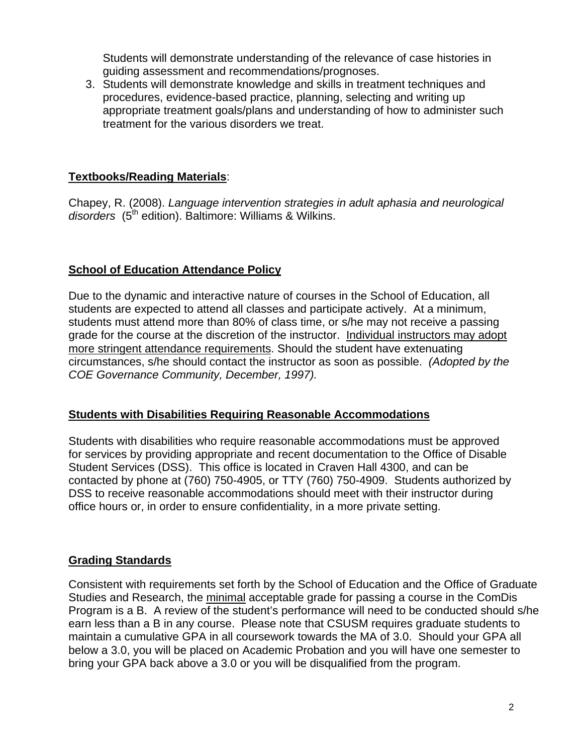Students will demonstrate understanding of the relevance of case histories in guiding assessment and recommendations/prognoses.

3. Students will demonstrate knowledge and skills in treatment techniques and procedures, evidence-based practice, planning, selecting and writing up appropriate treatment goals/plans and understanding of how to administer such treatment for the various disorders we treat.

**<u>Textbooks/Reading Materials</u>**:

Chapey, R. (2008). *Language intervention strategies in adult aphasia and neurological disorders* (5th edition). Baltimore: Williams & Wilkins.

## <u>School of Education Attendance Policy</u>

Due to the dynamic and interactive nature of courses in the School of Education, all students are expected to attend all classes and participate actively. At a minimum, students must attend more than 80% of class time, or s/he may not receive a passing grade for the course at the discretion of the instructor. <u>Individual instructors may adopt more stringent attendance requirements</u>. Should the student have extenuating circumstances, s/he should contact the instructor as soon as possible. *(Adopted by the COE Governance Community, December, 1997).*

## <u>Students with Disabilities Requiring Reasonable Accommodations</u>

Students with disabilities who require reasonable accommodations must be approved for services by providing appropriate and recent documentation to the Office of Disable Student Services (DSS). This office is located in Craven Hall 4300, and can be contacted by phone at (760) 750-4905, or TTY (760) 750-4909. Students authorized by DSS to receive reasonable accommodations should meet with their instructor during office hours or, in order to ensure confidentiality, in a more private setting.

## <u>Grading Standards</u>

Consistent with requirements set forth by the School of Education and the Office of Graduate Studies and Research, the <u>minimal</u> acceptable grade for passing a course in the ComDis Program is a B. A review of the student's performance will need to be conducted should s/he earn less than a B in any course. Please note that CSUSM requires graduate students to maintain a cumulative GPA in all coursework towards the MA of 3.0. Should your GPA all below a 3.0, you will be placed on Academic Probation and you will have one semester to bring your GPA back above a 3.0 or you will be disqualified from the program.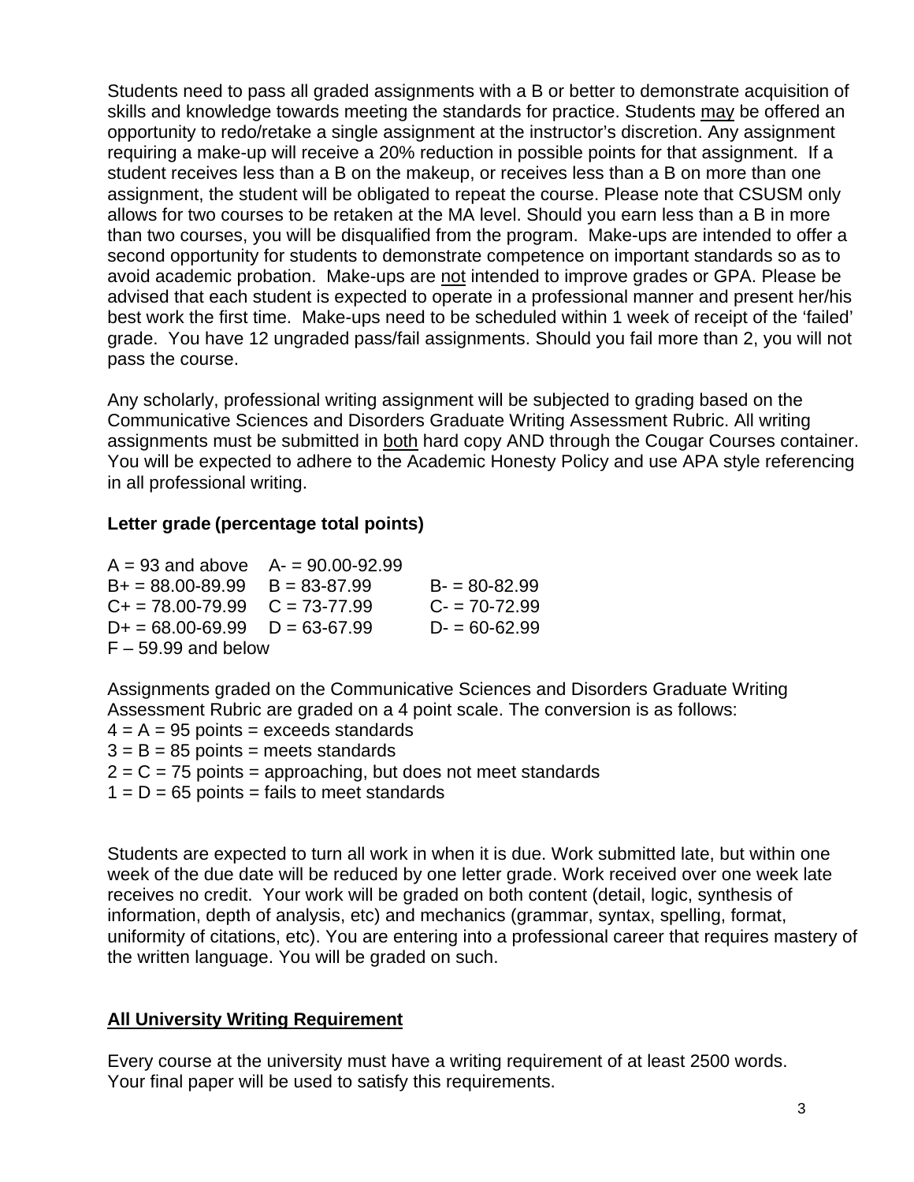Students need to pass all graded assignments with a B or better to demonstrate acquisition of skills and knowledge towards meeting the standards for practice. Students <u>may</u> be offered an opportunity to redo/retake a single assignment at the instructor's discretion. Any assignment requiring a make-up will receive a 20% reduction in possible points for that assignment. If a student receives less than a B on the makeup, or receives less than a B on more than one assignment, the student will be obligated to repeat the course. Please note that CSUSM only allows for two courses to be retaken at the MA level. Should you earn less than a B in more than two courses, you will be disqualified from the program. Make-ups are intended to offer a second opportunity for students to demonstrate competence on important standards so as to avoid academic probation. Make-ups are <u>not</u> intended to improve grades or GPA. Please be advised that each student is expected to operate in a professional manner and present her/his best work the first time. Make-ups need to be scheduled within 1 week of receipt of the 'failed' grade. You have 12 ungraded pass/fail assignments. Should you fail more than 2, you will not pass the course.

Any scholarly, professional writing assignment will be subjected to grading based on the Communicative Sciences and Disorders Graduate Writing Assessment Rubric. All writing assignments must be submitted in <u>both</u> hard copy AND through the Cougar Courses container. You will be expected to adhere to the Academic Honesty Policy and use APA style referencing in all professional writing.

**Letter grade (percentage total points)**

| | | |
|---|---|---|
| A = 93 and above | A- = 90.00-92.99 | |
| B+ = 88.00-89.99 | B = 83-87.99 | B- = 80-82.99 |
| C+ = 78.00-79.99 | C = 73-77.99 | C- = 70-72.99 |
| D+ = 68.00-69.99 | D = 63-67.99 | D- = 60-62.99 |
| F – 59.99 and below | | |

Assignments graded on the Communicative Sciences and Disorders Graduate Writing Assessment Rubric are graded on a 4 point scale. The conversion is as follows:
4 = A = 95 points = exceeds standards
3 = B = 85 points = meets standards
2 = C = 75 points = approaching, but does not meet standards
1 = D = 65 points = fails to meet standards

Students are expected to turn all work in when it is due. Work submitted late, but within one week of the due date will be reduced by one letter grade. Work received over one week late receives no credit. Your work will be graded on both content (detail, logic, synthesis of information, depth of analysis, etc) and mechanics (grammar, syntax, spelling, format, uniformity of citations, etc). You are entering into a professional career that requires mastery of the written language. You will be graded on such.

## <u>All University Writing Requirement</u>

Every course at the university must have a writing requirement of at least 2500 words. Your final paper will be used to satisfy this requirements.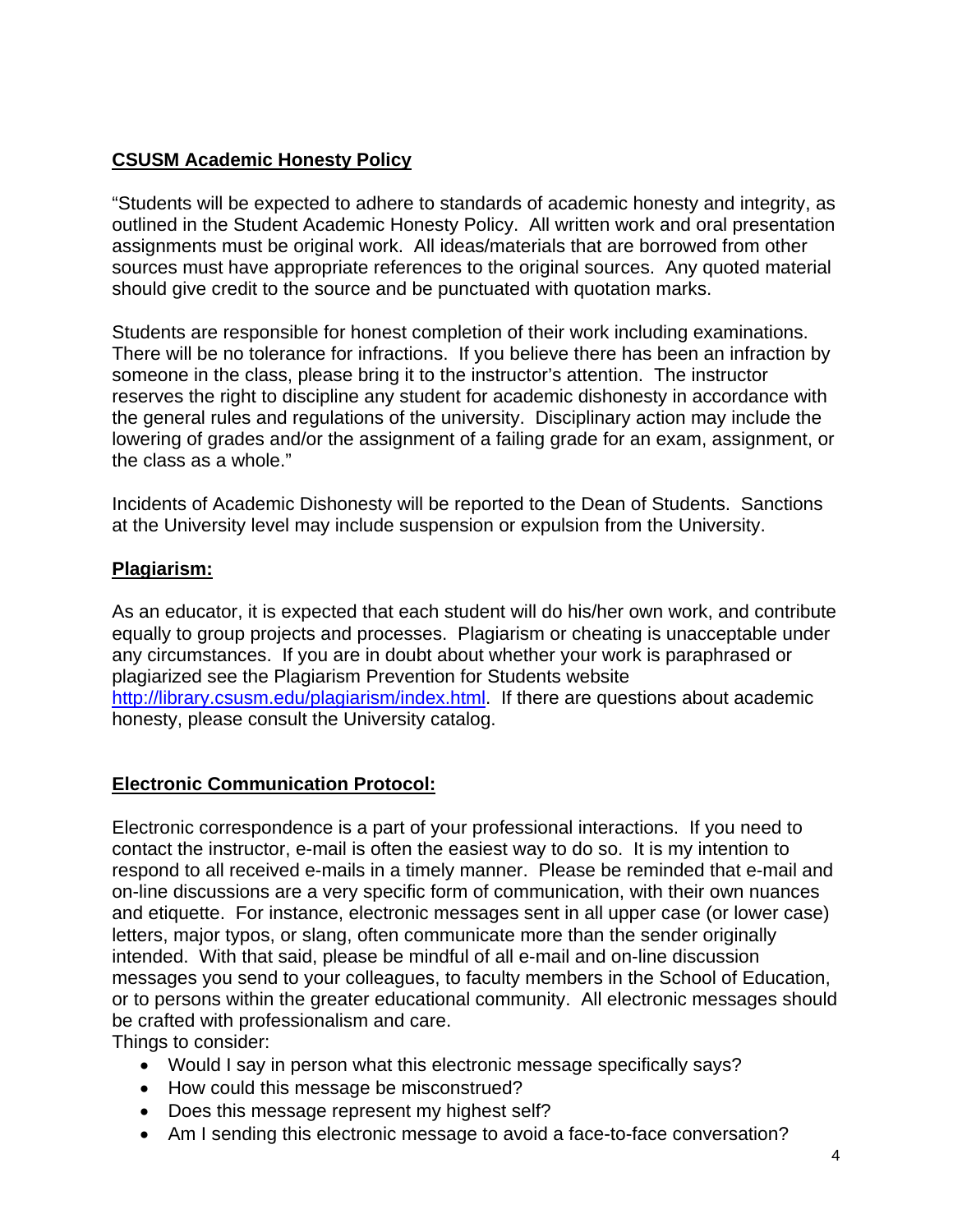## CSUSM Academic Honesty Policy

"Students will be expected to adhere to standards of academic honesty and integrity, as outlined in the Student Academic Honesty Policy. All written work and oral presentation assignments must be original work. All ideas/materials that are borrowed from other sources must have appropriate references to the original sources. Any quoted material should give credit to the source and be punctuated with quotation marks.

Students are responsible for honest completion of their work including examinations. There will be no tolerance for infractions. If you believe there has been an infraction by someone in the class, please bring it to the instructor's attention. The instructor reserves the right to discipline any student for academic dishonesty in accordance with the general rules and regulations of the university. Disciplinary action may include the lowering of grades and/or the assignment of a failing grade for an exam, assignment, or the class as a whole."

Incidents of Academic Dishonesty will be reported to the Dean of Students. Sanctions at the University level may include suspension or expulsion from the University.

## Plagiarism:

As an educator, it is expected that each student will do his/her own work, and contribute equally to group projects and processes. Plagiarism or cheating is unacceptable under any circumstances. If you are in doubt about whether your work is paraphrased or plagiarized see the Plagiarism Prevention for Students website http://library.csusm.edu/plagiarism/index.html. If there are questions about academic honesty, please consult the University catalog.

## Electronic Communication Protocol:

Electronic correspondence is a part of your professional interactions. If you need to contact the instructor, e-mail is often the easiest way to do so. It is my intention to respond to all received e-mails in a timely manner. Please be reminded that e-mail and on-line discussions are a very specific form of communication, with their own nuances and etiquette. For instance, electronic messages sent in all upper case (or lower case) letters, major typos, or slang, often communicate more than the sender originally intended. With that said, please be mindful of all e-mail and on-line discussion messages you send to your colleagues, to faculty members in the School of Education, or to persons within the greater educational community. All electronic messages should be crafted with professionalism and care.

Things to consider:

- Would I say in person what this electronic message specifically says?
- How could this message be misconstrued?
- Does this message represent my highest self?
- Am I sending this electronic message to avoid a face-to-face conversation?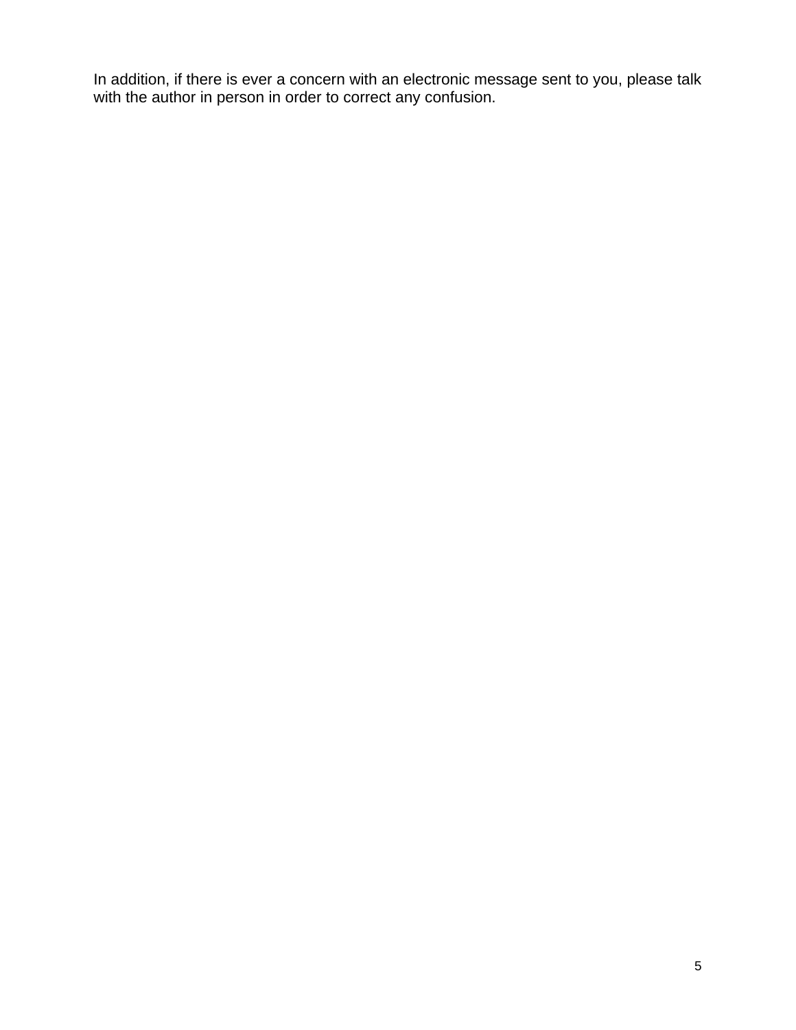In addition, if there is ever a concern with an electronic message sent to you, please talk with the author in person in order to correct any confusion.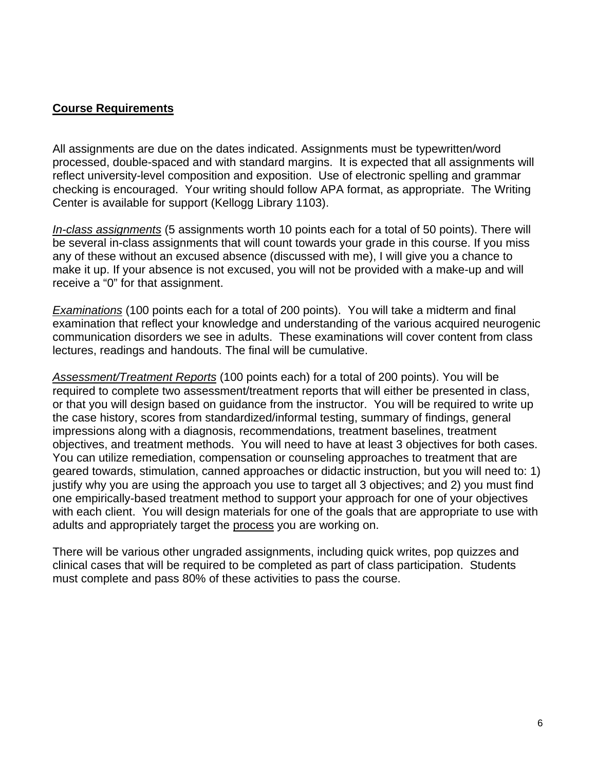## **Course Requirements**

All assignments are due on the dates indicated. Assignments must be typewritten/word processed, double-spaced and with standard margins. It is expected that all assignments will reflect university-level composition and exposition. Use of electronic spelling and grammar checking is encouraged. Your writing should follow APA format, as appropriate. The Writing Center is available for support (Kellogg Library 1103).

*In-class assignments* (5 assignments worth 10 points each for a total of 50 points). There will be several in-class assignments that will count towards your grade in this course. If you miss any of these without an excused absence (discussed with me), I will give you a chance to make it up. If your absence is not excused, you will not be provided with a make-up and will receive a "0" for that assignment.

*Examinations* (100 points each for a total of 200 points). You will take a midterm and final examination that reflect your knowledge and understanding of the various acquired neurogenic communication disorders we see in adults. These examinations will cover content from class lectures, readings and handouts. The final will be cumulative.

*Assessment/Treatment Reports* (100 points each) for a total of 200 points). You will be required to complete two assessment/treatment reports that will either be presented in class, or that you will design based on guidance from the instructor. You will be required to write up the case history, scores from standardized/informal testing, summary of findings, general impressions along with a diagnosis, recommendations, treatment baselines, treatment objectives, and treatment methods. You will need to have at least 3 objectives for both cases. You can utilize remediation, compensation or counseling approaches to treatment that are geared towards, stimulation, canned approaches or didactic instruction, but you will need to: 1) justify why you are using the approach you use to target all 3 objectives; and 2) you must find one empirically-based treatment method to support your approach for one of your objectives with each client. You will design materials for one of the goals that are appropriate to use with adults and appropriately target the process you are working on.

There will be various other ungraded assignments, including quick writes, pop quizzes and clinical cases that will be required to be completed as part of class participation. Students must complete and pass 80% of these activities to pass the course.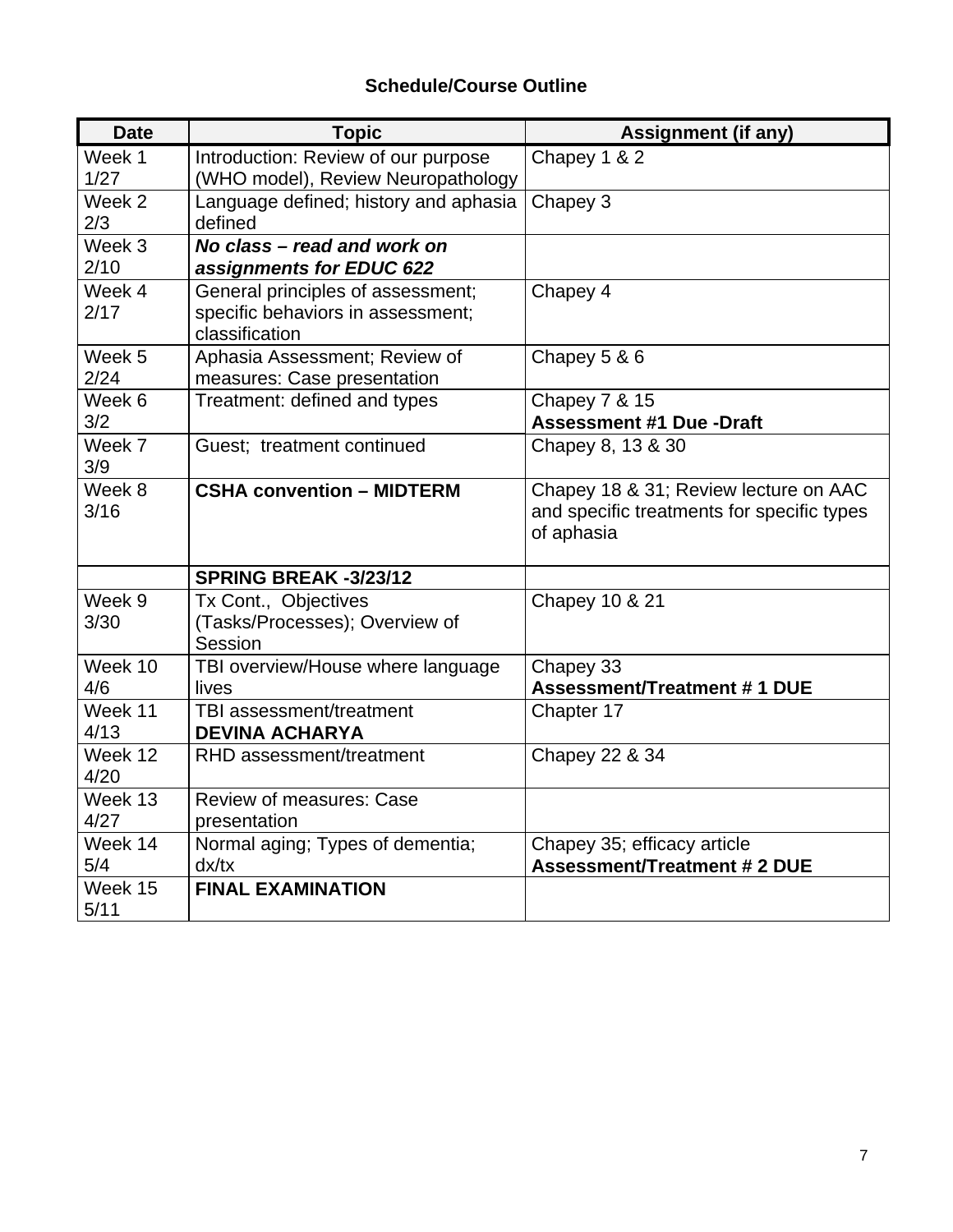**Schedule/Course Outline**

| Date | Topic | Assignment (if any) |
|---|---|---|
| Week 1 1/27 | Introduction: Review of our purpose (WHO model), Review Neuropathology | Chapey 1 & 2 |
| Week 2 2/3 | Language defined; history and aphasia defined | Chapey 3 |
| Week 3 2/10 | ***No class – read and work on assignments for EDUC 622*** | |
| Week 4 2/17 | General principles of assessment; specific behaviors in assessment; classification | Chapey 4 |
| Week 5 2/24 | Aphasia Assessment; Review of measures: Case presentation | Chapey 5 & 6 |
| Week 6 3/2 | Treatment: defined and types | Chapey 7 & 15 **Assessment #1 Due -Draft** |
| Week 7 3/9 | Guest; treatment continued | Chapey 8, 13 & 30 |
| Week 8 3/16 | **CSHA convention – MIDTERM** | Chapey 18 & 31; Review lecture on AAC and specific treatments for specific types of aphasia |
| | **SPRING BREAK -3/23/12** | |
| Week 9 3/30 | Tx Cont., Objectives (Tasks/Processes); Overview of Session | Chapey 10 & 21 |
| Week 10 4/6 | TBI overview/House where language lives | Chapey 33 **Assessment/Treatment # 1 DUE** |
| Week 11 4/13 | TBI assessment/treatment **DEVINA ACHARYA** | Chapter 17 |
| Week 12 4/20 | RHD assessment/treatment | Chapey 22 & 34 |
| Week 13 4/27 | Review of measures: Case presentation | |
| Week 14 5/4 | Normal aging; Types of dementia; dx/tx | Chapey 35; efficacy article **Assessment/Treatment # 2 DUE** |
| Week 15 5/11 | **FINAL EXAMINATION** | |